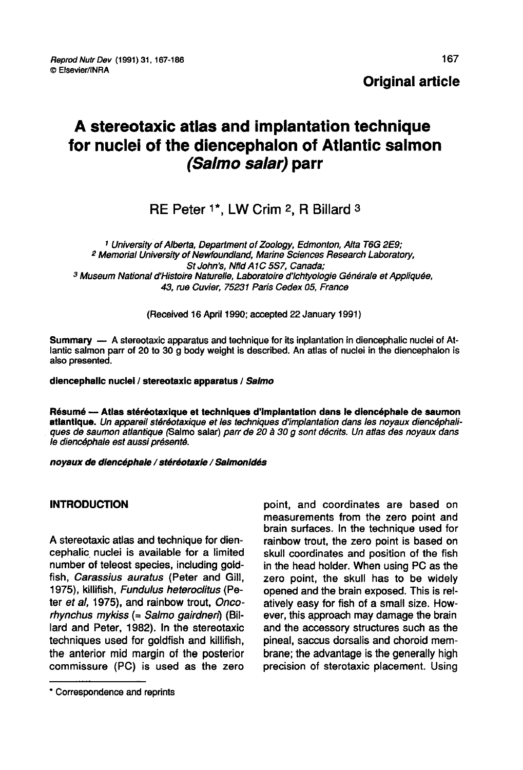Original article

# A stereotaxic atlas and implantation technique for nuclei of the diencephalon of Atlantic salmon (*Salmo salar*) parr

RE Peter [1*], LW Crim [2], R Billard [3]

[1] *University of Alberta, Department of Zoology, Edmonton, Alta T6G 2E9;*
[2] *Memorial University of Newfoundland, Marine Sciences Research Laboratory, St John's, Nfld A1C 5S7, Canada;*
[3] *Museum National d'Histoire Naturelle, Laboratoire d'Ichtyologie Générale et Appliquée, 43, rue Cuvier, 75231 Paris Cedex 05, France*

(Received 16 April 1990; accepted 22 January 1991)

**Summary** — A stereotaxic apparatus and technique for its inplantation in diencephalic nuclei of Atlantic salmon parr of 20 to 30 g body weight is described. An atlas of nuclei in the diencephalon is also presented.

**diencephalic nuclei / stereotaxic apparatus / *Salmo***

**Résumé — Atlas stéréotaxique et techniques d'implantation dans le diencéphale de saumon atlantique.** *Un appareil stéréotaxique et les techniques d'implantation dans les noyaux diencéphaliques de saumon atlantique (*Salmo salar*) parr de 20 à 30 g sont décrits. Un atlas des noyaux dans le diencéphale est aussi présenté.*

***noyaux de diencéphale / stéréotaxie / Salmonidés***

## INTRODUCTION

A stereotaxic atlas and technique for diencephalic nuclei is available for a limited number of teleost species, including goldfish, *Carassius auratus* (Peter and Gill, 1975), killifish, *Fundulus heteroclitus* (Peter *et al*, 1975), and rainbow trout, *Oncorhynchus mykiss* (= *Salmo gairdneri*) (Billard and Peter, 1982). In the stereotaxic techniques used for goldfish and killifish, the anterior mid margin of the posterior commissure (PC) is used as the zero point, and coordinates are based on measurements from the zero point and brain surfaces. In the technique used for rainbow trout, the zero point is based on skull coordinates and position of the fish in the head holder. When using PC as the zero point, the skull has to be widely opened and the brain exposed. This is relatively easy for fish of a small size. However, this approach may damage the brain and the accessory structures such as the pineal, saccus dorsalis and choroid membrane; the advantage is the generally high precision of sterotaxic placement. Using

* Correspondence and reprints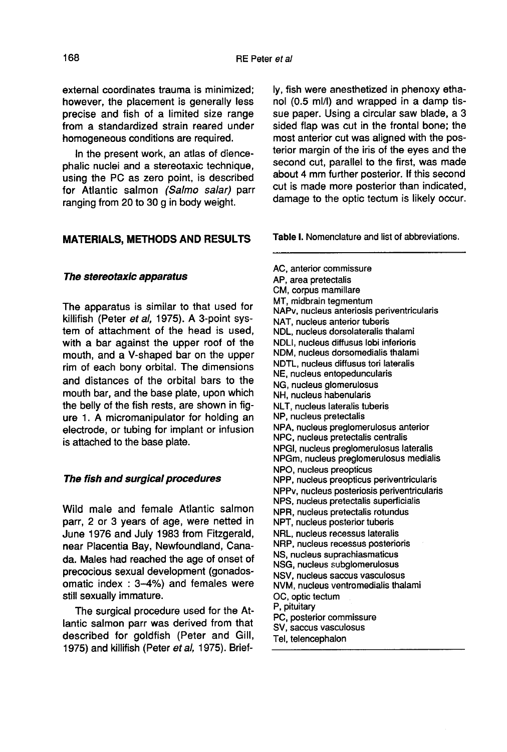external coordinates trauma is minimized; however, the placement is generally less precise and fish of a limited size range from a standardized strain reared under homogeneous conditions are required.

In the present work, an atlas of diencephalic nuclei and a stereotaxic technique, using the PC as zero point, is described for Atlantic salmon *(Salmo salar)* parr ranging from 20 to 30 g in body weight.

## MATERIALS, METHODS AND RESULTS

### *The stereotaxic apparatus*

The apparatus is similar to that used for killifish (Peter *et al*, 1975). A 3-point system of attachment of the head is used, with a bar against the upper roof of the mouth, and a V-shaped bar on the upper rim of each bony orbital. The dimensions and distances of the orbital bars to the mouth bar, and the base plate, upon which the belly of the fish rests, are shown in figure 1. A micromanipulator for holding an electrode, or tubing for implant or infusion is attached to the base plate.

### *The fish and surgical procedures*

Wild male and female Atlantic salmon parr, 2 or 3 years of age, were netted in June 1976 and July 1983 from Fitzgerald, near Placentia Bay, Newfoundland, Canada. Males had reached the age of onset of precocious sexual development (gonadosomatic index : 3–4%) and females were still sexually immature.

The surgical procedure used for the Atlantic salmon parr was derived from that described for goldfish (Peter and Gill, 1975) and killifish (Peter *et al*, 1975). Briefly, fish were anesthetized in phenoxy ethanol (0.5 ml/l) and wrapped in a damp tissue paper. Using a circular saw blade, a 3 sided flap was cut in the frontal bone; the most anterior cut was aligned with the posterior margin of the iris of the eyes and the second cut, parallel to the first, was made about 4 mm further posterior. If this second cut is made more posterior than indicated, damage to the optic tectum is likely occur.

**Table I.** Nomenclature and list of abbreviations.

AC, anterior commissure
AP, area pretectalis
CM, corpus mamillare
MT, midbrain tegmentum
NAPv, nucleus anteriosis periventricularis
NAT, nucleus anterior tuberis
NDL, nucleus dorsolateralis thalami
NDLI, nucleus diffusus lobi inferioris
NDM, nucleus dorsomedialis thalami
NDTL, nucleus diffusus tori lateralis
NE, nucleus entopeduncularis
NG, nucleus glomerulosus
NH, nucleus habenularis
NLT, nucleus lateralis tuberis
NP, nucleus pretectalis
NPA, nucleus preglomerulosus anterior
NPC, nucleus pretectalis centralis
NPGl, nucleus preglomerulosus lateralis
NPGm, nucleus preglomerulosus medialis
NPO, nucleus preopticus
NPP, nucleus preopticus periventricularis
NPPv, nucleus posteriosis periventricularis
NPS, nucleus pretectalis superficialis
NPR, nucleus pretectalis rotundus
NPT, nucleus posterior tuberis
NRL, nucleus recessus lateralis
NRP, nucleus recessus posterioris
NS, nucleus suprachiasmaticus
NSG, nucleus subglomerulosus
NSV, nucleus saccus vasculosus
NVM, nucleus ventromedialis thalami
OC, optic tectum
P, pituitary
PC, posterior commissure
SV, saccus vasculosus
Tel, telencephalon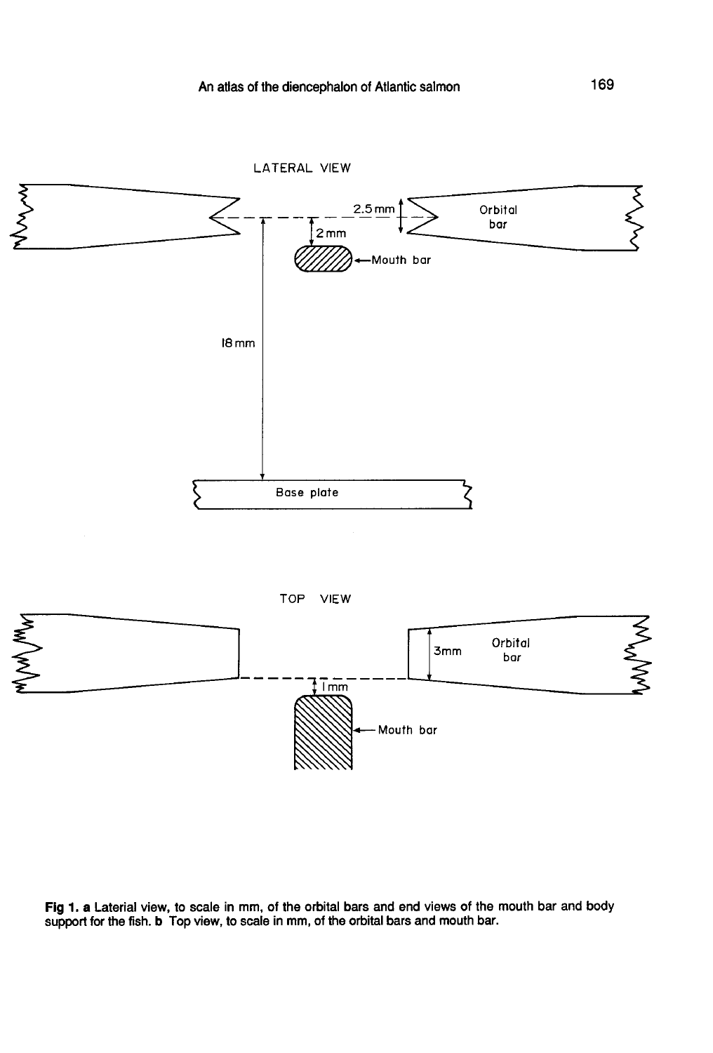Fig 1. a Laterial view, to scale in mm, of the orbital bars and end views of the mouth bar and body support for the fish. b Top view, to scale in mm, of the orbital bars and mouth bar.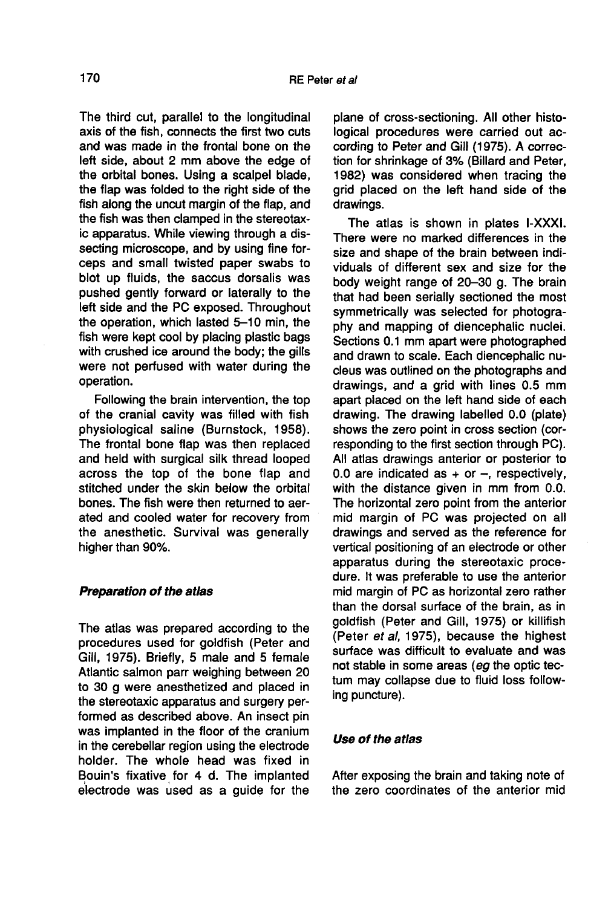The third cut, parallel to the longitudinal axis of the fish, connects the first two cuts and was made in the frontal bone on the left side, about 2 mm above the edge of the orbital bones. Using a scalpel blade, the flap was folded to the right side of the fish along the uncut margin of the flap, and the fish was then clamped in the stereotaxic apparatus. While viewing through a dissecting microscope, and by using fine forceps and small twisted paper swabs to blot up fluids, the saccus dorsalis was pushed gently forward or laterally to the left side and the PC exposed. Throughout the operation, which lasted 5–10 min, the fish were kept cool by placing plastic bags with crushed ice around the body; the gills were not perfused with water during the operation.

Following the brain intervention, the top of the cranial cavity was filled with fish physiological saline (Burnstock, 1958). The frontal bone flap was then replaced and held with surgical silk thread looped across the top of the bone flap and stitched under the skin below the orbital bones. The fish were then returned to aerated and cooled water for recovery from the anesthetic. Survival was generally higher than 90%.

### *Preparation of the atlas*

The atlas was prepared according to the procedures used for goldfish (Peter and Gill, 1975). Briefly, 5 male and 5 female Atlantic salmon parr weighing between 20 to 30 g were anesthetized and placed in the stereotaxic apparatus and surgery performed as described above. An insect pin was implanted in the floor of the cranium in the cerebellar region using the electrode holder. The whole head was fixed in Bouin's fixative for 4 d. The implanted electrode was used as a guide for the plane of cross-sectioning. All other histological procedures were carried out according to Peter and Gill (1975). A correction for shrinkage of 3% (Billard and Peter, 1982) was considered when tracing the grid placed on the left hand side of the drawings.

The atlas is shown in plates I-XXXI. There were no marked differences in the size and shape of the brain between individuals of different sex and size for the body weight range of 20–30 g. The brain that had been serially sectioned the most symmetrically was selected for photography and mapping of diencephalic nuclei. Sections 0.1 mm apart were photographed and drawn to scale. Each diencephalic nucleus was outlined on the photographs and drawings, and a grid with lines 0.5 mm apart placed on the left hand side of each drawing. The drawing labelled 0.0 (plate) shows the zero point in cross section (corresponding to the first section through PC). All atlas drawings anterior or posterior to 0.0 are indicated as + or –, respectively, with the distance given in mm from 0.0. The horizontal zero point from the anterior mid margin of PC was projected on all drawings and served as the reference for vertical positioning of an electrode or other apparatus during the stereotaxic procedure. It was preferable to use the anterior mid margin of PC as horizontal zero rather than the dorsal surface of the brain, as in goldfish (Peter and Gill, 1975) or killifish (Peter *et al*, 1975), because the highest surface was difficult to evaluate and was not stable in some areas (*eg* the optic tectum may collapse due to fluid loss following puncture).

### *Use of the atlas*

After exposing the brain and taking note of the zero coordinates of the anterior mid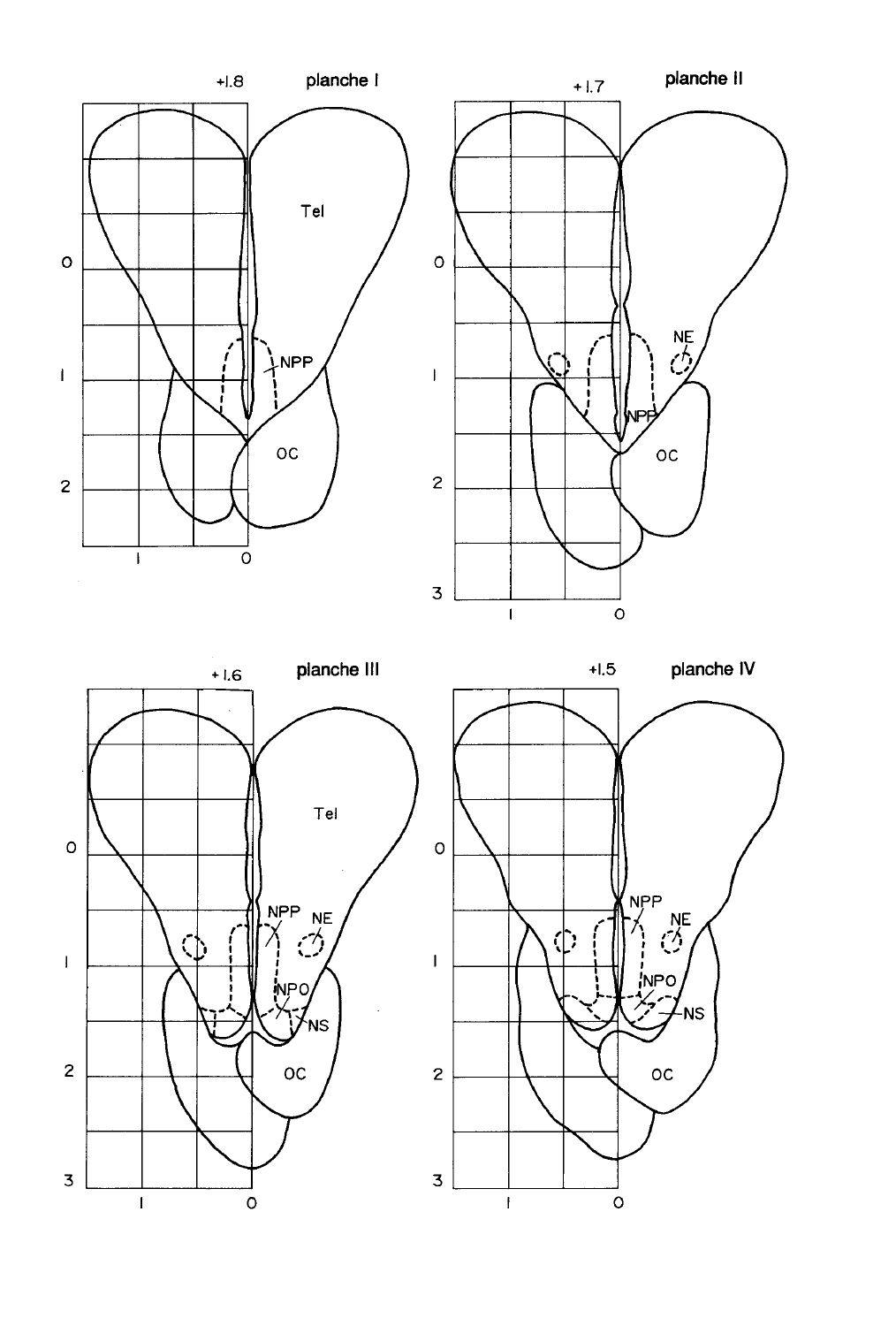planche I (+1.8)

Tel, NPP, OC

planche II (+1.7)

NE, NPP, OC

planche III (+1.6)

Tel, NPP, NE, NPO, NS, OC

planche IV (+1.5)

NPP, NE, NPO, NS, OC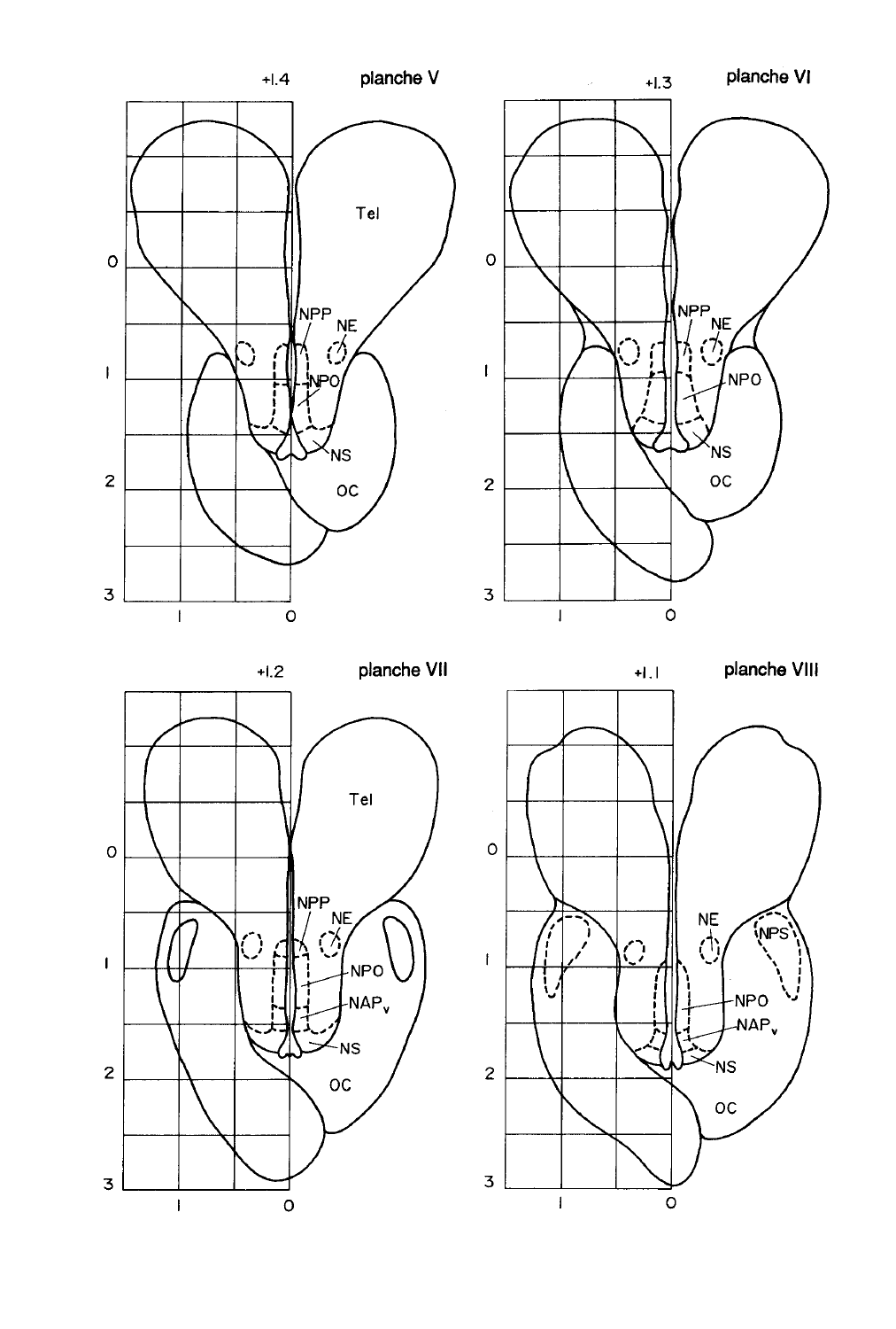+1.4 **planche V**

Tel, NPP, NE, NPO, NS, OC

+1.3 **planche VI**

NPP, NE, NPO, NS, OC

+1.2 **planche VII**

Tel, NPP, NE, NPO, $NAP_v$, NS, OC

+1.1 **planche VIII**

NE, NPS, NPO, $NAP_v$, NS, OC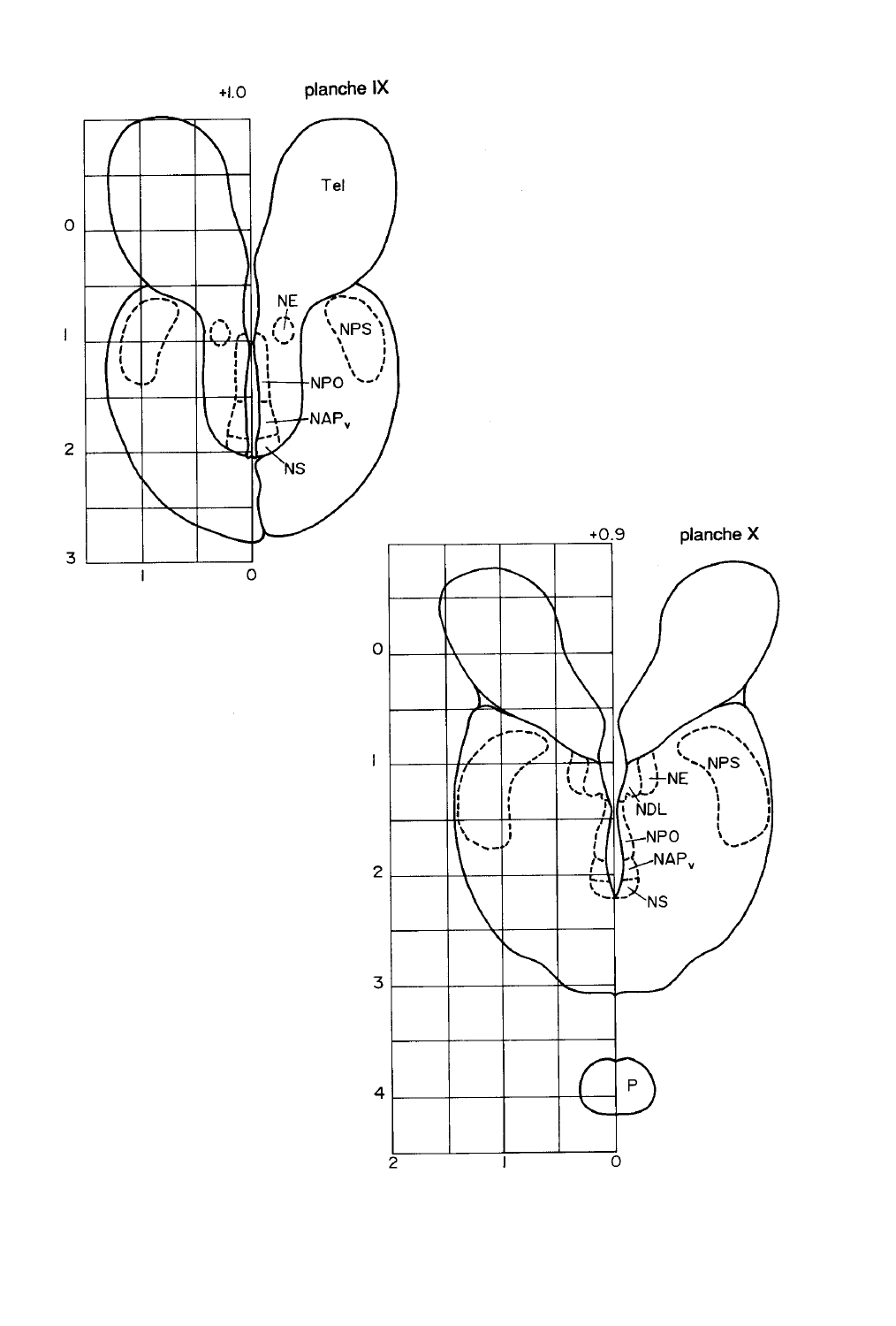+1.0 planche IX

Tel

NE

NPS

NPO

$NAP_v$

NS

+0.9 planche X

NE

NPS

NDL

NPO

$NAP_v$

NS

P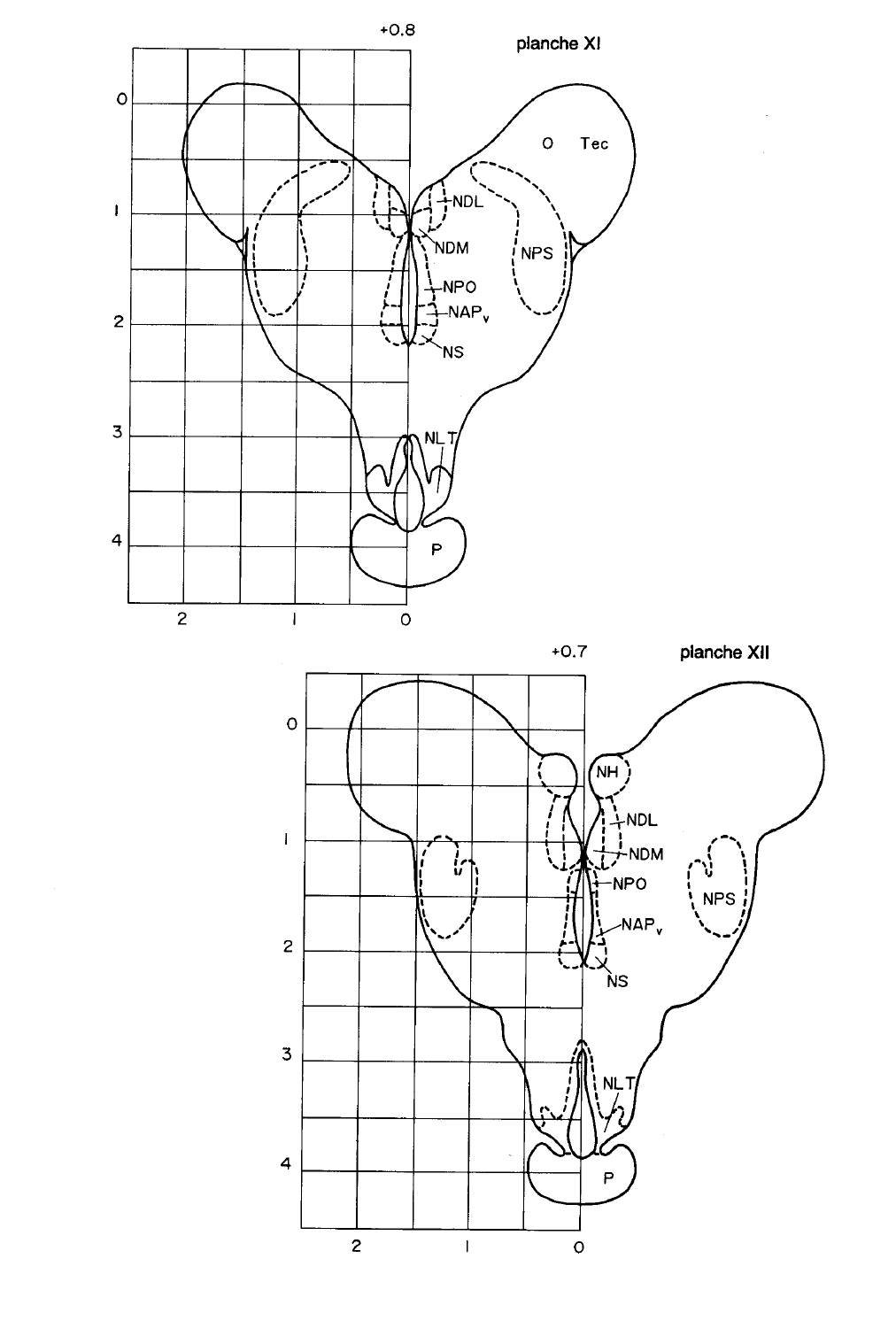+0.8 planche XI

O Tec
NDL
NDM
NPS
NPO
$NAP_v$
NS
NLT
P

+0.7 planche XII

NH
NDL
NDM
NPO
NPS
$NAP_v$
NS
NLT
P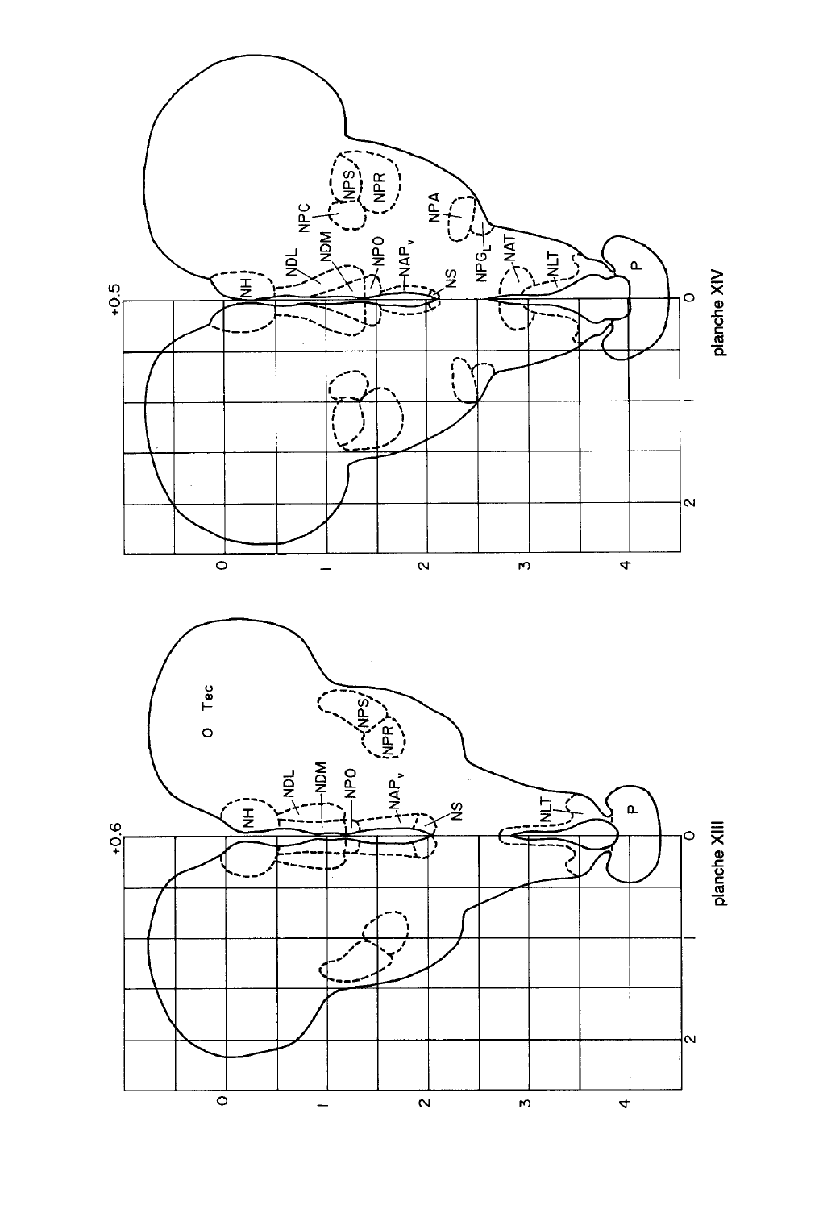planche XIII

planche XIV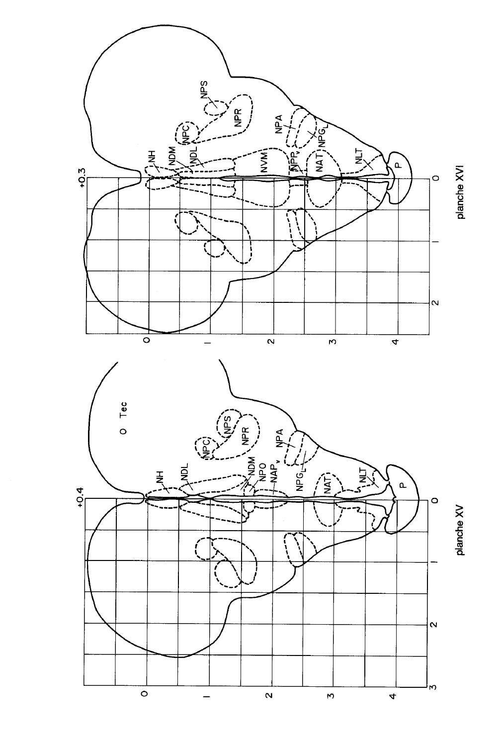planche XV

planche XVI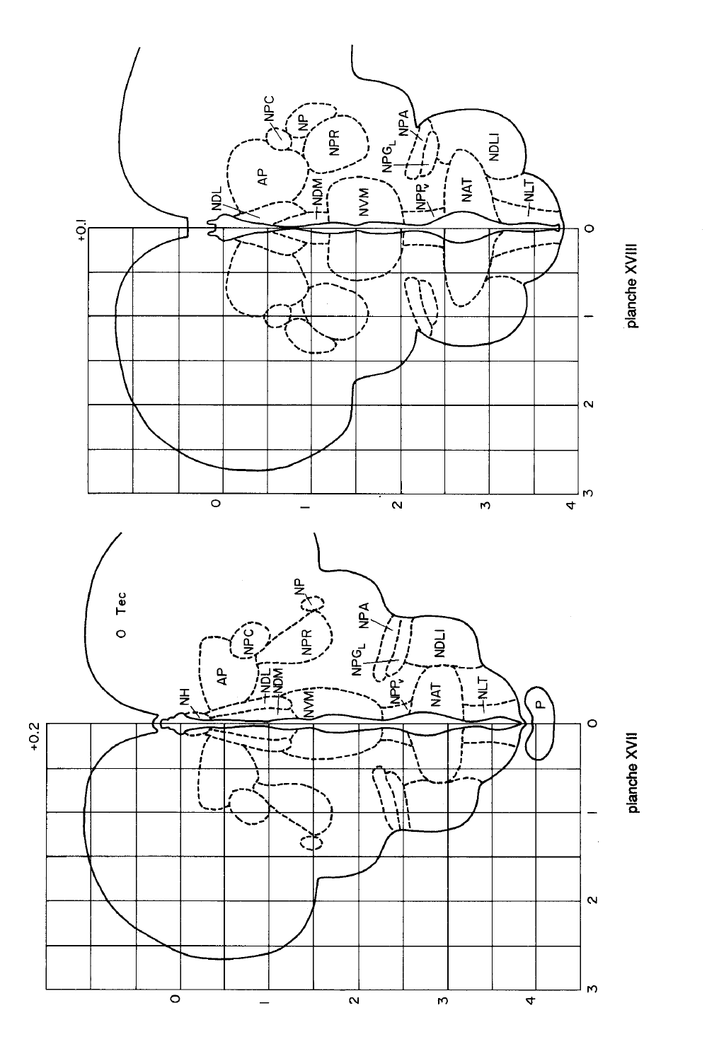planche XVII

planche XVIII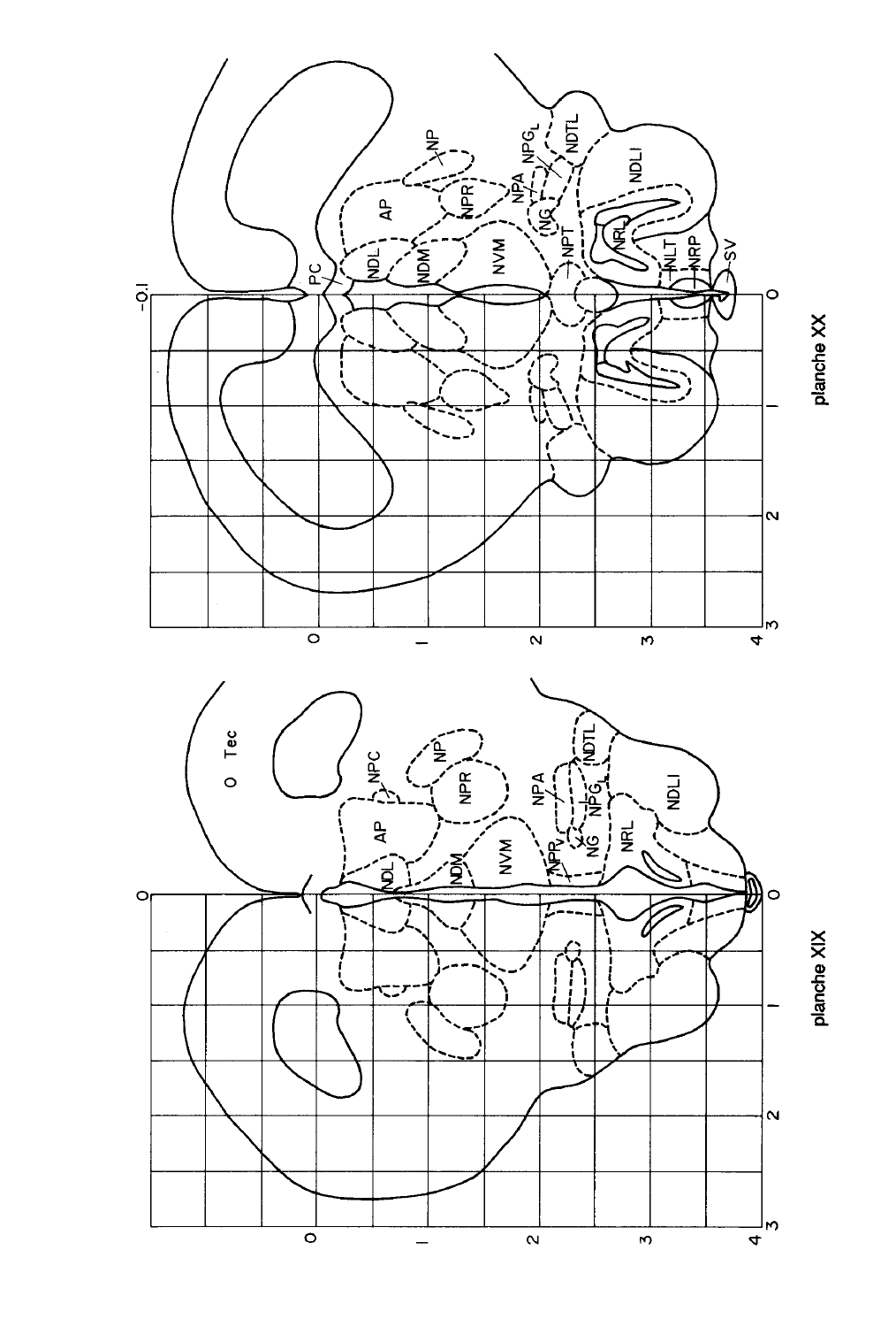planche XIX

planche XX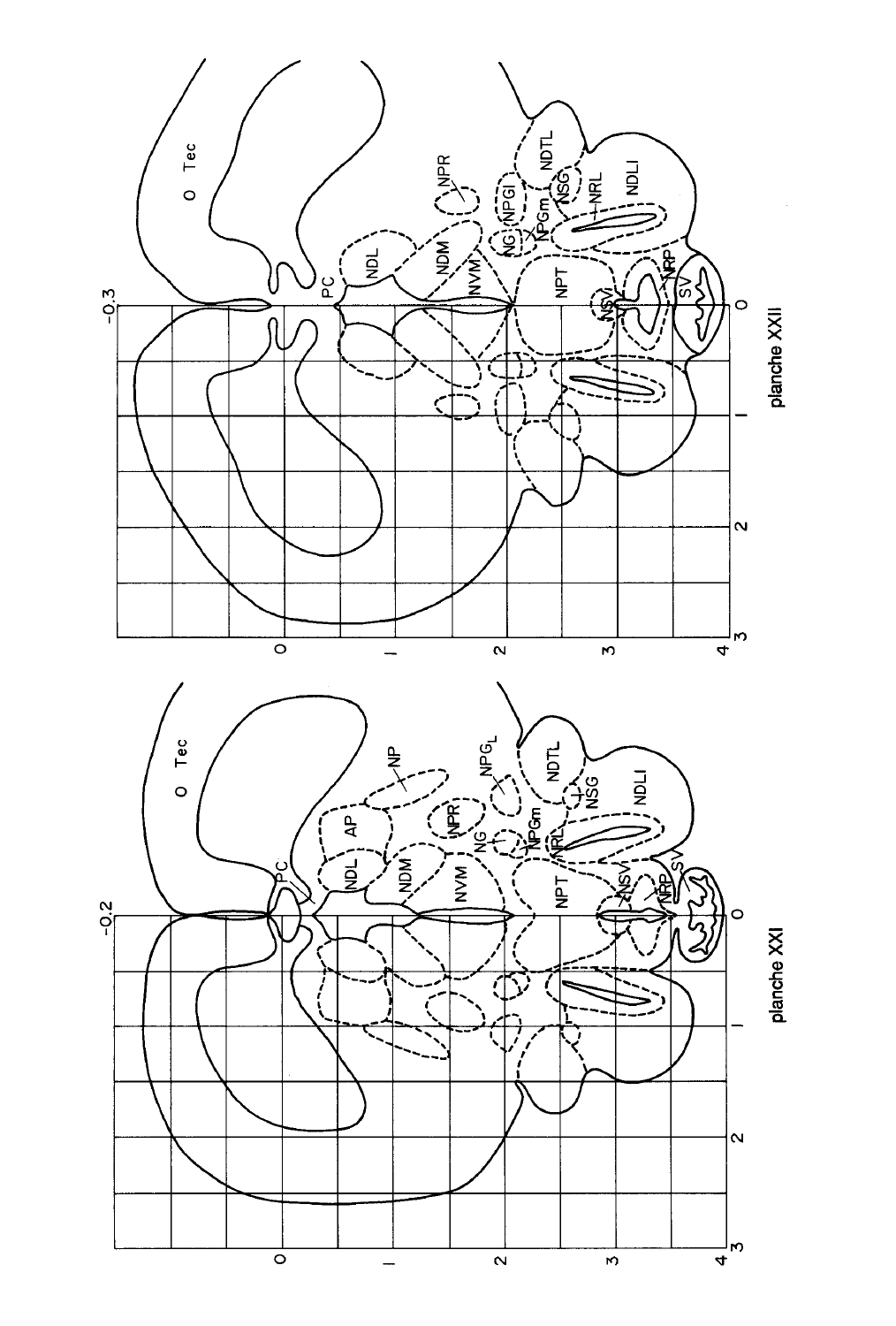planche XXI

planche XXII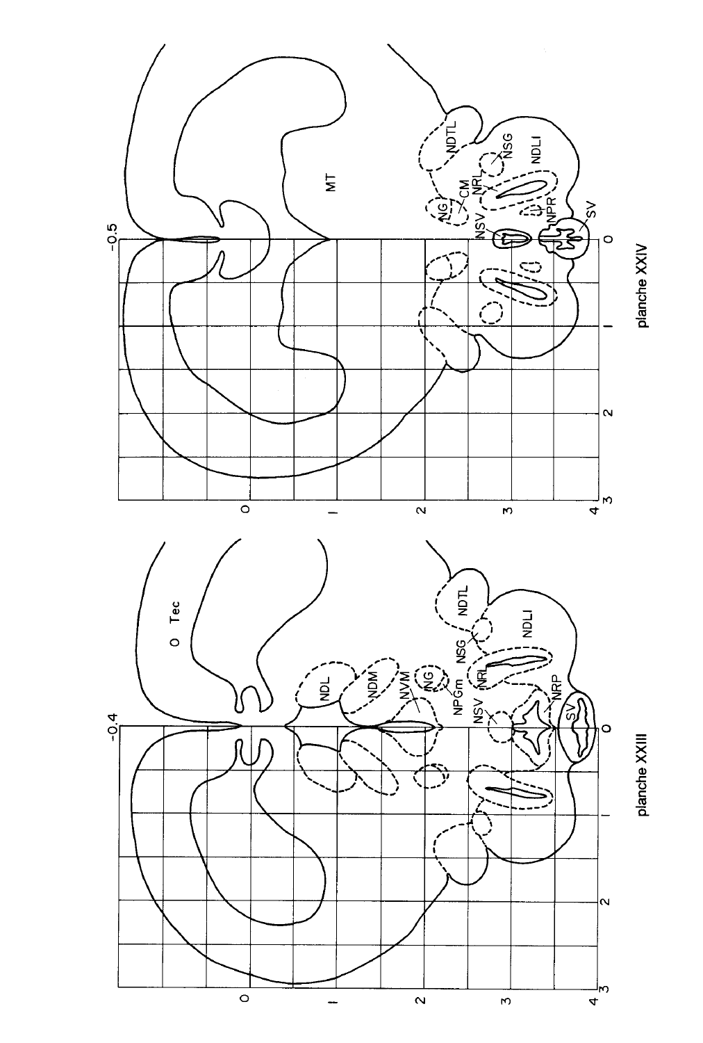planche XXIII

planche XXIV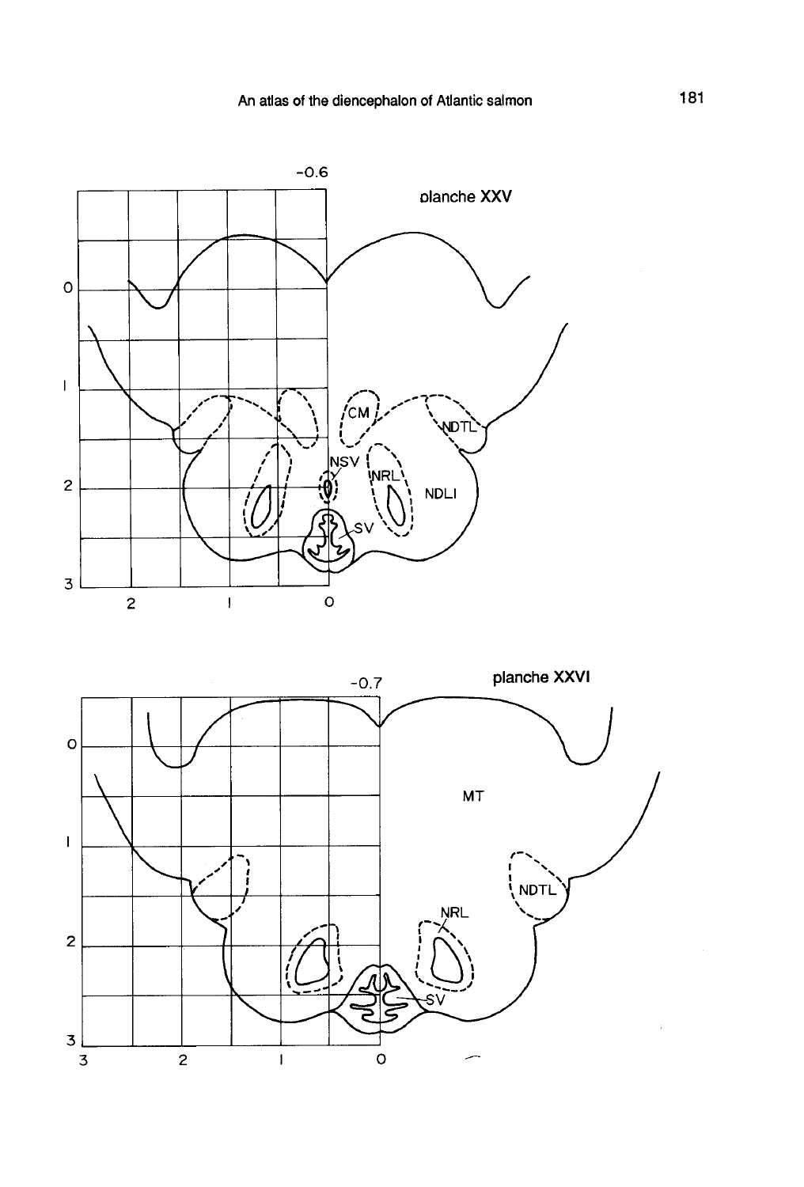-0.6

planche XXV

CM

NDTL

NSV

NRL

NDLI

SV

-0.7

planche XXVI

MT

NDTL

NRL

SV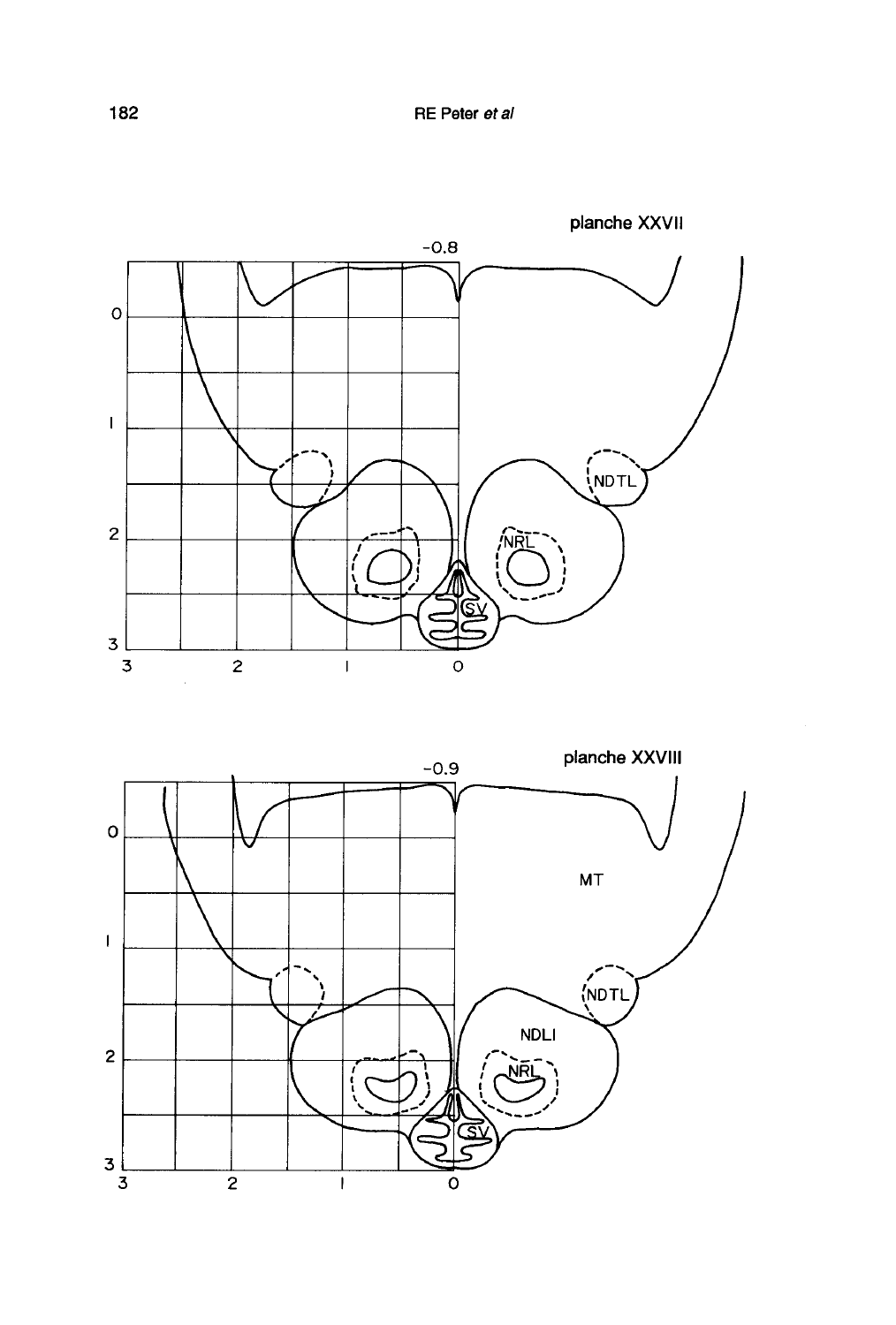planche XXVII

planche XXVIII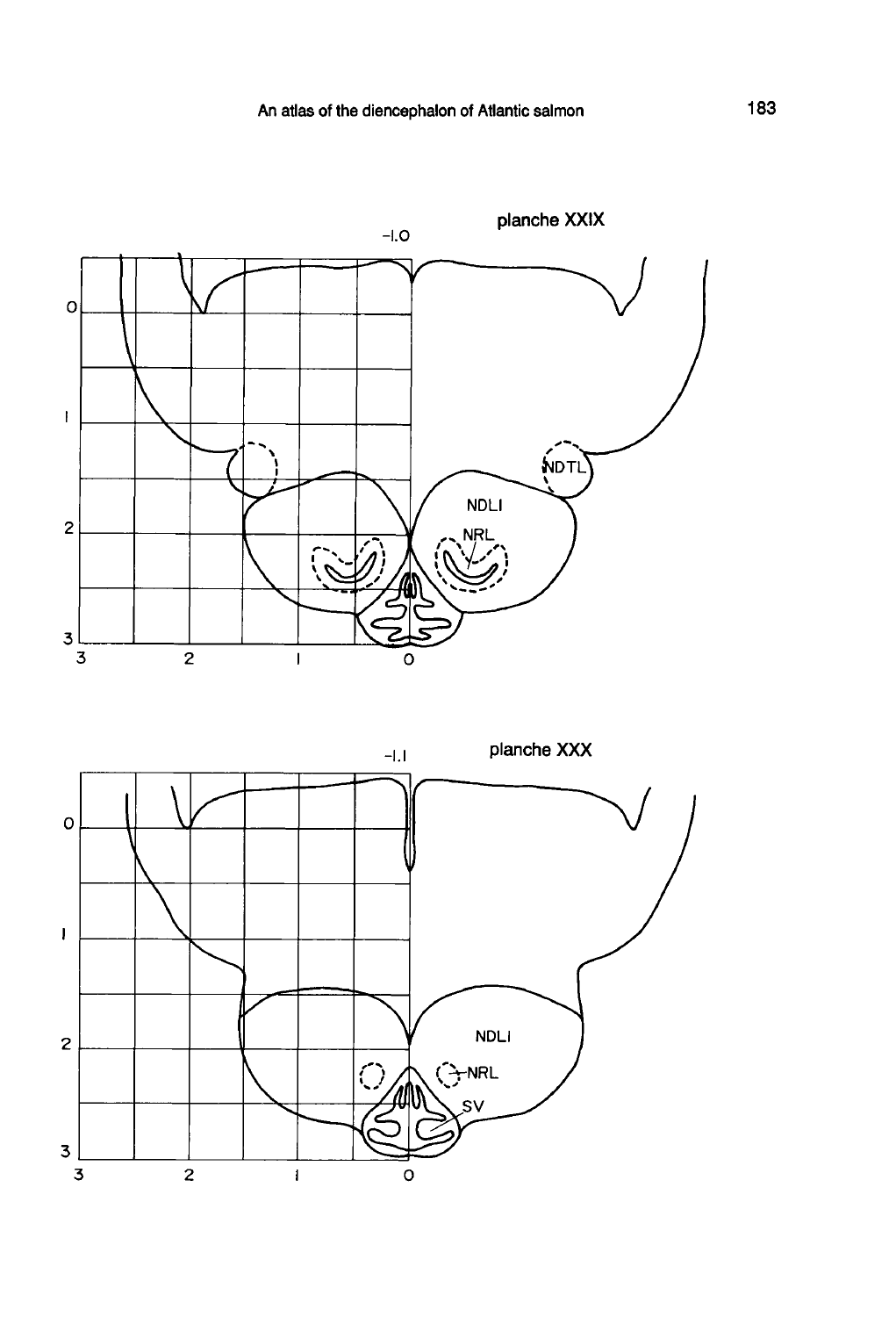planche XXIX

-1.0

NDTL

NDLI

NRL

planche XXX

-1.1

NDLI

NRL

SV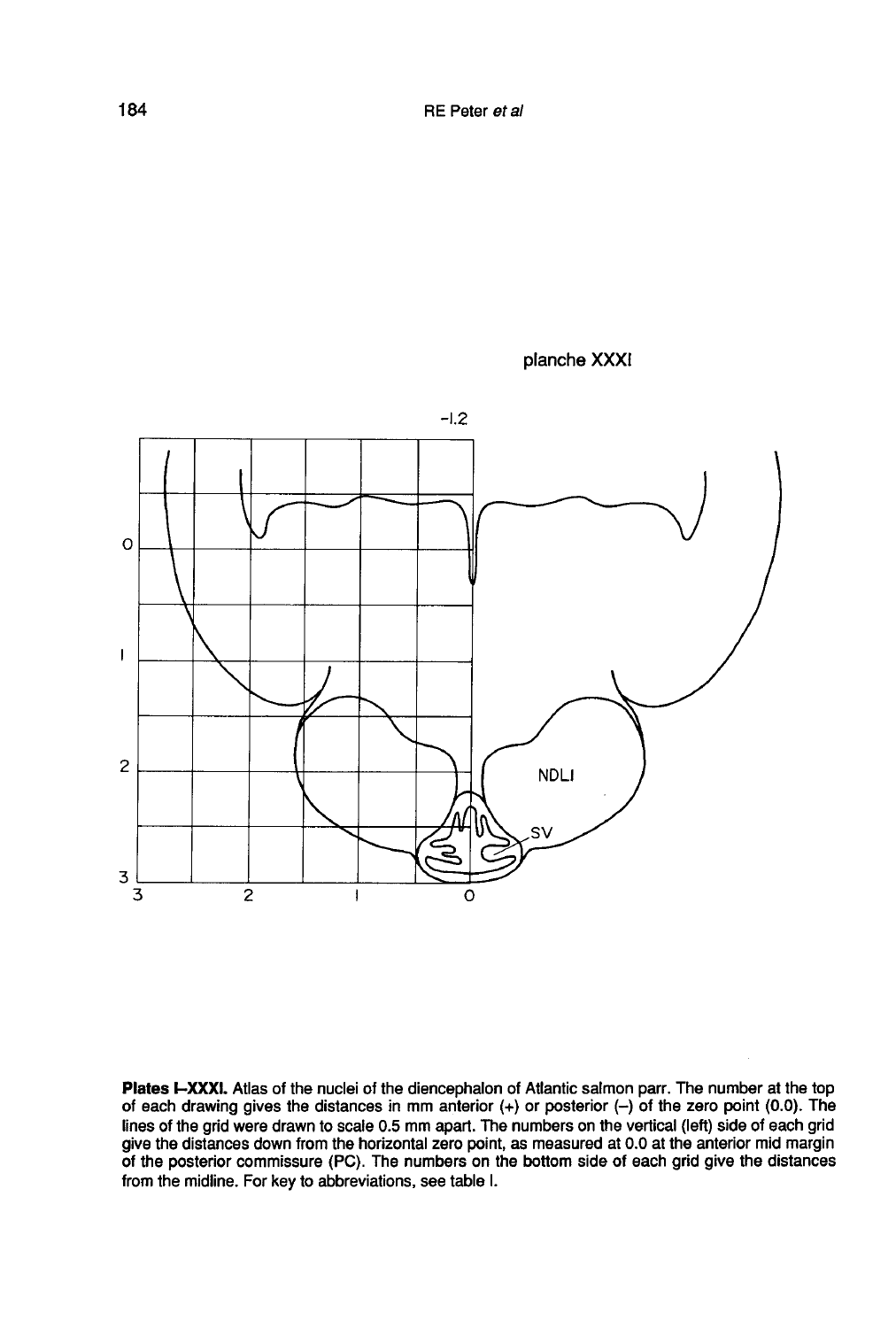planche XXXI

-1.2

NDLI

SV

**Plates I–XXXI.** Atlas of the nuclei of the diencephalon of Atlantic salmon parr. The number at the top of each drawing gives the distances in mm anterior (+) or posterior (–) of the zero point (0.0). The lines of the grid were drawn to scale 0.5 mm apart. The numbers on the vertical (left) side of each grid give the distances down from the horizontal zero point, as measured at 0.0 at the anterior mid margin of the posterior commissure (PC). The numbers on the bottom side of each grid give the distances from the midline. For key to abbreviations, see table I.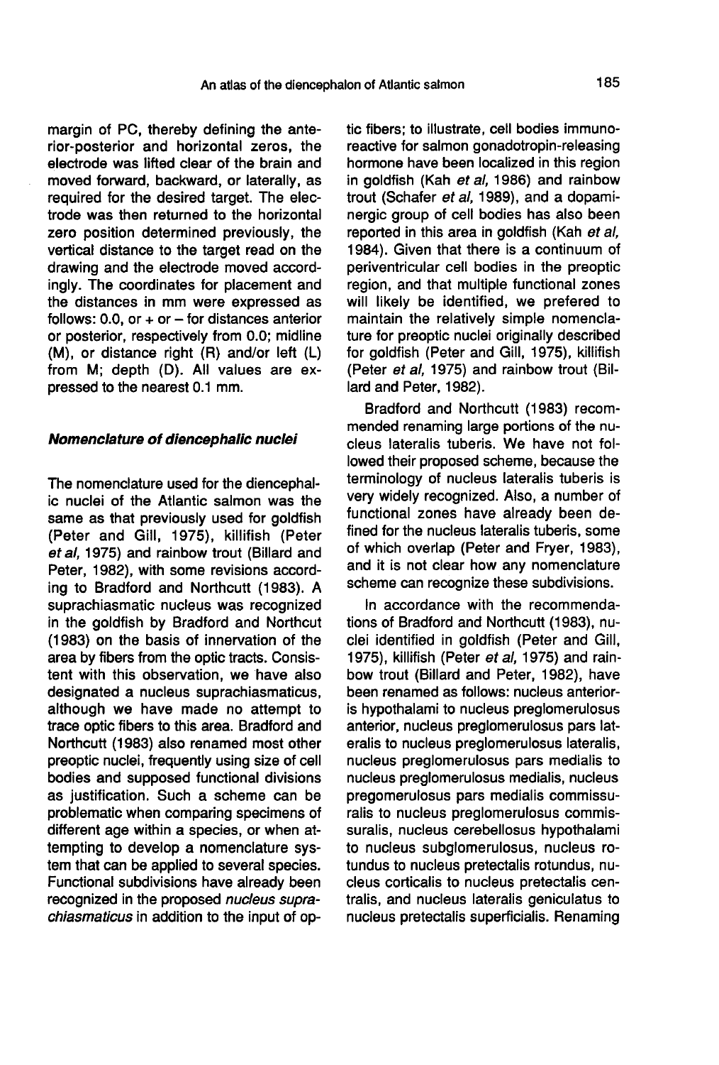margin of PC, thereby defining the anterior-posterior and horizontal zeros, the electrode was lifted clear of the brain and moved forward, backward, or laterally, as required for the desired target. The electrode was then returned to the horizontal zero position determined previously, the vertical distance to the target read on the drawing and the electrode moved accordingly. The coordinates for placement and the distances in mm were expressed as follows: 0.0, or + or – for distances anterior or posterior, respectively from 0.0; midline (M), or distance right (R) and/or left (L) from M; depth (D). All values are expressed to the nearest 0.1 mm.

### *Nomenclature of diencephalic nuclei*

The nomenclature used for the diencephalic nuclei of the Atlantic salmon was the same as that previously used for goldfish (Peter and Gill, 1975), killifish (Peter *et al*, 1975) and rainbow trout (Billard and Peter, 1982), with some revisions according to Bradford and Northcutt (1983). A suprachiasmatic nucleus was recognized in the goldfish by Bradford and Northcut (1983) on the basis of innervation of the area by fibers from the optic tracts. Consistent with this observation, we have also designated a nucleus suprachiasmaticus, although we have made no attempt to trace optic fibers to this area. Bradford and Northcutt (1983) also renamed most other preoptic nuclei, frequently using size of cell bodies and supposed functional divisions as justification. Such a scheme can be problematic when comparing specimens of different age within a species, or when attempting to develop a nomenclature system that can be applied to several species. Functional subdivisions have already been recognized in the proposed *nucleus suprachiasmaticus* in addition to the input of optic fibers; to illustrate, cell bodies immunoreactive for salmon gonadotropin-releasing hormone have been localized in this region in goldfish (Kah *et al*, 1986) and rainbow trout (Schafer *et al*, 1989), and a dopaminergic group of cell bodies has also been reported in this area in goldfish (Kah *et al*, 1984). Given that there is a continuum of periventricular cell bodies in the preoptic region, and that multiple functional zones will likely be identified, we prefered to maintain the relatively simple nomenclature for preoptic nuclei originally described for goldfish (Peter and Gill, 1975), killifish (Peter *et al*, 1975) and rainbow trout (Billard and Peter, 1982).

Bradford and Northcutt (1983) recommended renaming large portions of the nucleus lateralis tuberis. We have not followed their proposed scheme, because the terminology of nucleus lateralis tuberis is very widely recognized. Also, a number of functional zones have already been defined for the nucleus lateralis tuberis, some of which overlap (Peter and Fryer, 1983), and it is not clear how any nomenclature scheme can recognize these subdivisions.

In accordance with the recommendations of Bradford and Northcutt (1983), nuclei identified in goldfish (Peter and Gill, 1975), killifish (Peter *et al*, 1975) and rainbow trout (Billard and Peter, 1982), have been renamed as follows: nucleus anterioris hypothalami to nucleus preglomerulosus anterior, nucleus preglomerulosus pars lateralis to nucleus preglomerulosus lateralis, nucleus preglomerulosus pars medialis to nucleus preglomerulosus medialis, nucleus pregomerulosus pars medialis commissuralis to nucleus preglomerulosus commissuralis, nucleus cerebellosus hypothalami to nucleus subglomerulosus, nucleus rotundus to nucleus pretectalis rotundus, nucleus corticalis to nucleus pretectalis centralis, and nucleus lateralis geniculatus to nucleus pretectalis superficialis. Renaming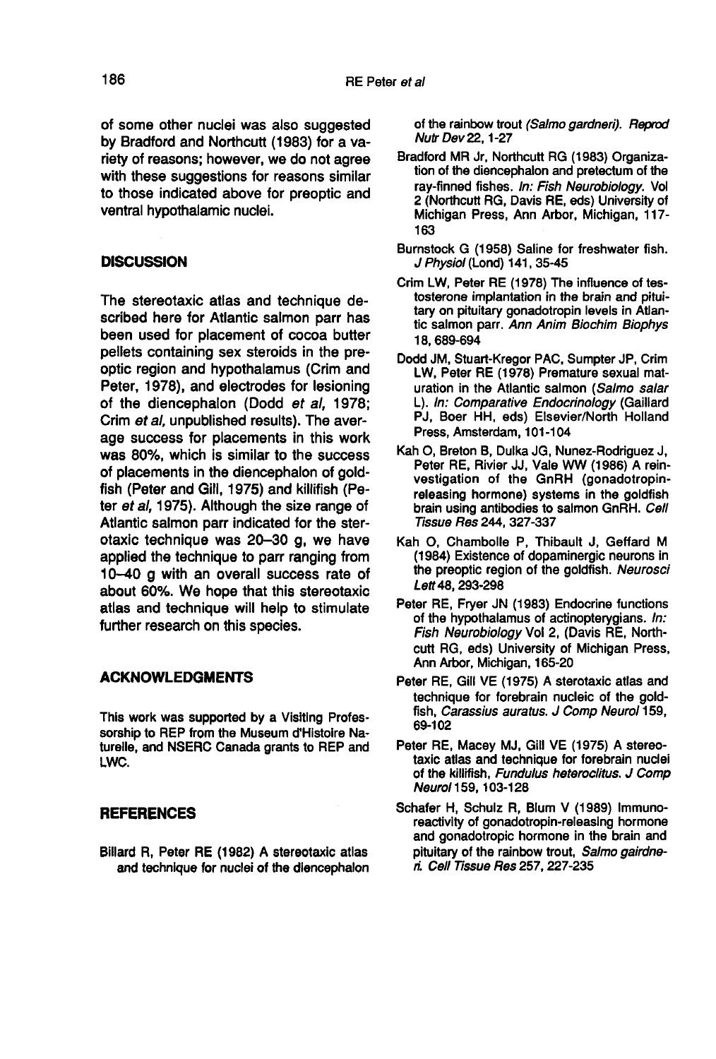of some other nuclei was also suggested by Bradford and Northcutt (1983) for a variety of reasons; however, we do not agree with these suggestions for reasons similar to those indicated above for preoptic and ventral hypothalamic nuclei.

## DISCUSSION

The stereotaxic atlas and technique described here for Atlantic salmon parr has been used for placement of cocoa butter pellets containing sex steroids in the preoptic region and hypothalamus (Crim and Peter, 1978), and electrodes for lesioning of the diencephalon (Dodd *et al*, 1978; Crim *et al*, unpublished results). The average success for placements in this work was 80%, which is similar to the success of placements in the diencephalon of goldfish (Peter and Gill, 1975) and killifish (Peter *et al*, 1975). Although the size range of Atlantic salmon parr indicated for the sterotaxic technique was 20–30 g, we have applied the technique to parr ranging from 10–40 g with an overall success rate of about 60%. We hope that this stereotaxic atlas and technique will help to stimulate further research on this species.

## ACKNOWLEDGMENTS

This work was supported by a Visiting Professorship to REP from the Museum d'Histoire Naturelle, and NSERC Canada grants to REP and LWC.

## REFERENCES

Billard R, Peter RE (1982) A stereotaxic atlas and technique for nuclei of the diencephalon of the rainbow trout *(Salmo gardneri)*. *Reprod Nutr Dev* 22, 1-27

Bradford MR Jr, Northcutt RG (1983) Organization of the diencephalon and pretectum of the ray-finned fishes. *In: Fish Neurobiology*. Vol 2 (Northcutt RG, Davis RE, eds) University of Michigan Press, Ann Arbor, Michigan, 117-163

Burnstock G (1958) Saline for freshwater fish. *J Physiol* (Lond) 141, 35-45

Crim LW, Peter RE (1978) The influence of testosterone implantation in the brain and pituitary on pituitary gonadotropin levels in Atlantic salmon parr. *Ann Anim Biochim Biophys* 18, 689-694

Dodd JM, Stuart-Kregor PAC, Sumpter JP, Crim LW, Peter RE (1978) Premature sexual maturation in the Atlantic salmon (*Salmo salar* L). *In: Comparative Endocrinology* (Gaillard PJ, Boer HH, eds) Elsevier/North Holland Press, Amsterdam, 101-104

Kah O, Breton B, Dulka JG, Nunez-Rodriguez J, Peter RE, Rivier JJ, Vale WW (1986) A reinvestigation of the GnRH (gonadotropin-releasing hormone) systems in the goldfish brain using antibodies to salmon GnRH. *Cell Tissue Res* 244, 327-337

Kah O, Chambolle P, Thibault J, Geffard M (1984) Existence of dopaminergic neurons in the preoptic region of the goldfish. *Neurosci Lett* 48, 293-298

Peter RE, Fryer JN (1983) Endocrine functions of the hypothalamus of actinopterygians. *In: Fish Neurobiology* Vol 2, (Davis RE, Northcutt RG, eds) University of Michigan Press, Ann Arbor, Michigan, 165-20

Peter RE, Gill VE (1975) A sterotaxic atlas and technique for forebrain nucleic of the goldfish, *Carassius auratus*. *J Comp Neurol* 159, 69-102

Peter RE, Macey MJ, Gill VE (1975) A stereotaxic atlas and technique for forebrain nuclei of the killifish, *Fundulus heteroclitus*. *J Comp Neurol* 159, 103-128

Schafer H, Schulz R, Blum V (1989) Immunoreactivity of gonadotropin-releasing hormone and gonadotropic hormone in the brain and pituitary of the rainbow trout, *Salmo gairdneri*. *Cell Tissue Res* 257, 227-235